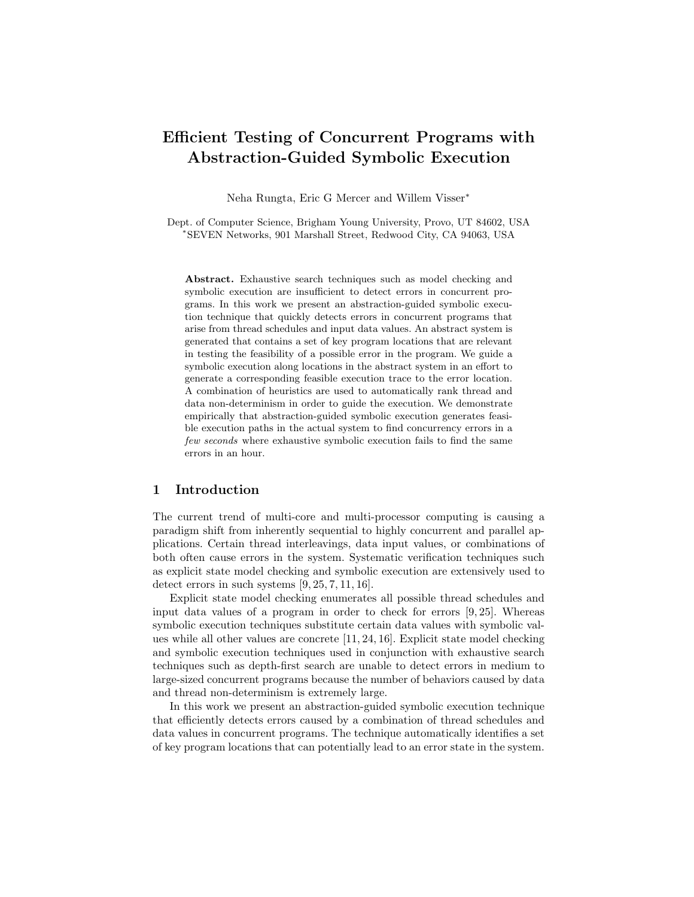# Efficient Testing of Concurrent Programs with Abstraction-Guided Symbolic Execution

Neha Rungta, Eric G Mercer and Willem Visser*

Dept. of Computer Science, Brigham Young University, Provo, UT 84602, USA
*SEVEN Networks, 901 Marshall Street, Redwood City, CA 94063, USA

**Abstract.** Exhaustive search techniques such as model checking and symbolic execution are insufficient to detect errors in concurrent programs. In this work we present an abstraction-guided symbolic execution technique that quickly detects errors in concurrent programs that arise from thread schedules and input data values. An abstract system is generated that contains a set of key program locations that are relevant in testing the feasibility of a possible error in the program. We guide a symbolic execution along locations in the abstract system in an effort to generate a corresponding feasible execution trace to the error location. A combination of heuristics are used to automatically rank thread and data non-determinism in order to guide the execution. We demonstrate empirically that abstraction-guided symbolic execution generates feasible execution paths in the actual system to find concurrency errors in a *few seconds* where exhaustive symbolic execution fails to find the same errors in an hour.

## 1 Introduction

The current trend of multi-core and multi-processor computing is causing a paradigm shift from inherently sequential to highly concurrent and parallel applications. Certain thread interleavings, data input values, or combinations of both often cause errors in the system. Systematic verification techniques such as explicit state model checking and symbolic execution are extensively used to detect errors in such systems [9, 25, 7, 11, 16].

Explicit state model checking enumerates all possible thread schedules and input data values of a program in order to check for errors [9, 25]. Whereas symbolic execution techniques substitute certain data values with symbolic values while all other values are concrete [11, 24, 16]. Explicit state model checking and symbolic execution techniques used in conjunction with exhaustive search techniques such as depth-first search are unable to detect errors in medium to large-sized concurrent programs because the number of behaviors caused by data and thread non-determinism is extremely large.

In this work we present an abstraction-guided symbolic execution technique that efficiently detects errors caused by a combination of thread schedules and data values in concurrent programs. The technique automatically identifies a set of key program locations that can potentially lead to an error state in the system.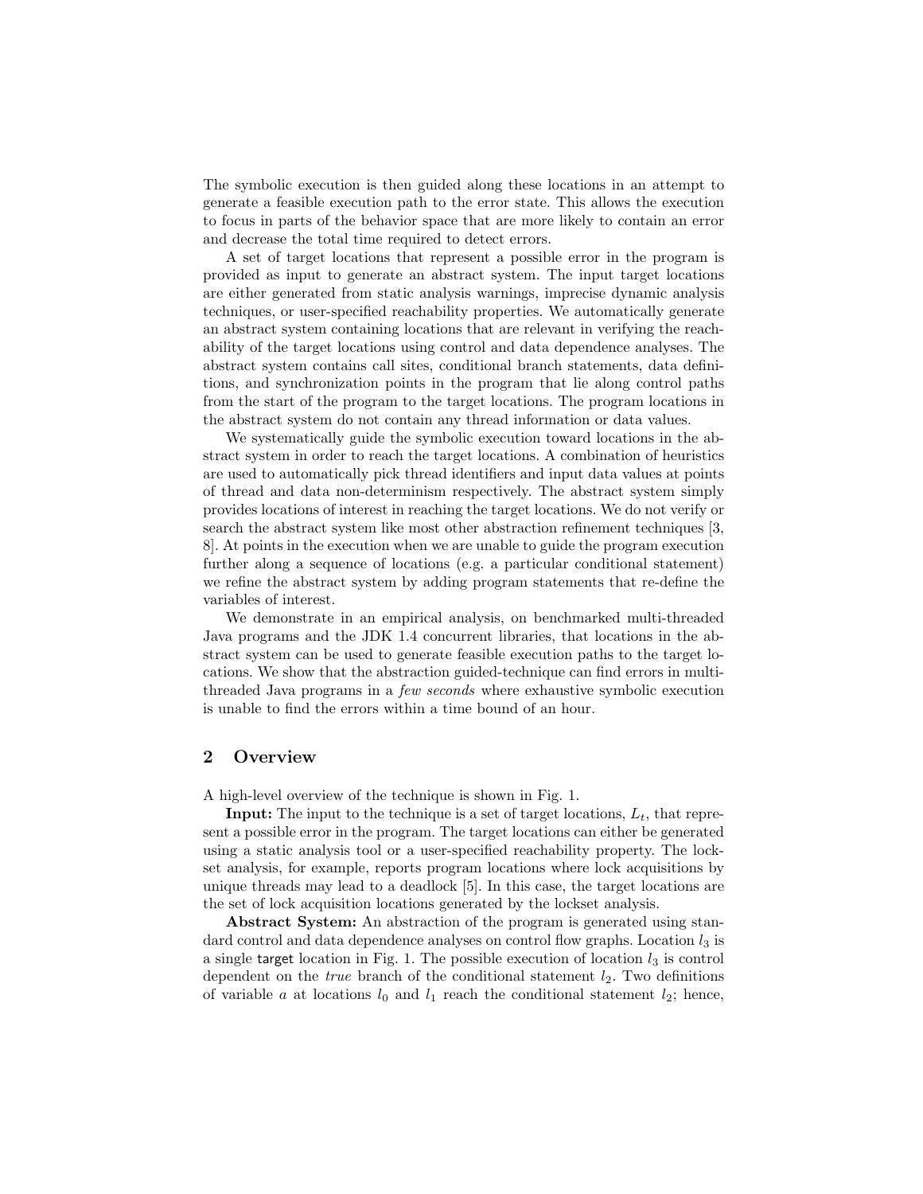The symbolic execution is then guided along these locations in an attempt to generate a feasible execution path to the error state. This allows the execution to focus in parts of the behavior space that are more likely to contain an error and decrease the total time required to detect errors.

A set of target locations that represent a possible error in the program is provided as input to generate an abstract system. The input target locations are either generated from static analysis warnings, imprecise dynamic analysis techniques, or user-specified reachability properties. We automatically generate an abstract system containing locations that are relevant in verifying the reachability of the target locations using control and data dependence analyses. The abstract system contains call sites, conditional branch statements, data definitions, and synchronization points in the program that lie along control paths from the start of the program to the target locations. The program locations in the abstract system do not contain any thread information or data values.

We systematically guide the symbolic execution toward locations in the abstract system in order to reach the target locations. A combination of heuristics are used to automatically pick thread identifiers and input data values at points of thread and data non-determinism respectively. The abstract system simply provides locations of interest in reaching the target locations. We do not verify or search the abstract system like most other abstraction refinement techniques [3, 8]. At points in the execution when we are unable to guide the program execution further along a sequence of locations (e.g. a particular conditional statement) we refine the abstract system by adding program statements that re-define the variables of interest.

We demonstrate in an empirical analysis, on benchmarked multi-threaded Java programs and the JDK 1.4 concurrent libraries, that locations in the abstract system can be used to generate feasible execution paths to the target locations. We show that the abstraction guided-technique can find errors in multi-threaded Java programs in a *few seconds* where exhaustive symbolic execution is unable to find the errors within a time bound of an hour.

## 2 Overview

A high-level overview of the technique is shown in Fig. 1.

**Input:** The input to the technique is a set of target locations, $L_t$, that represent a possible error in the program. The target locations can either be generated using a static analysis tool or a user-specified reachability property. The lockset analysis, for example, reports program locations where lock acquisitions by unique threads may lead to a deadlock [5]. In this case, the target locations are the set of lock acquisition locations generated by the lockset analysis.

**Abstract System:** An abstraction of the program is generated using standard control and data dependence analyses on control flow graphs. Location $l_3$ is a single target location in Fig. 1. The possible execution of location $l_3$ is control dependent on the *true* branch of the conditional statement $l_2$. Two definitions of variable $a$ at locations $l_0$ and $l_1$ reach the conditional statement $l_2$; hence,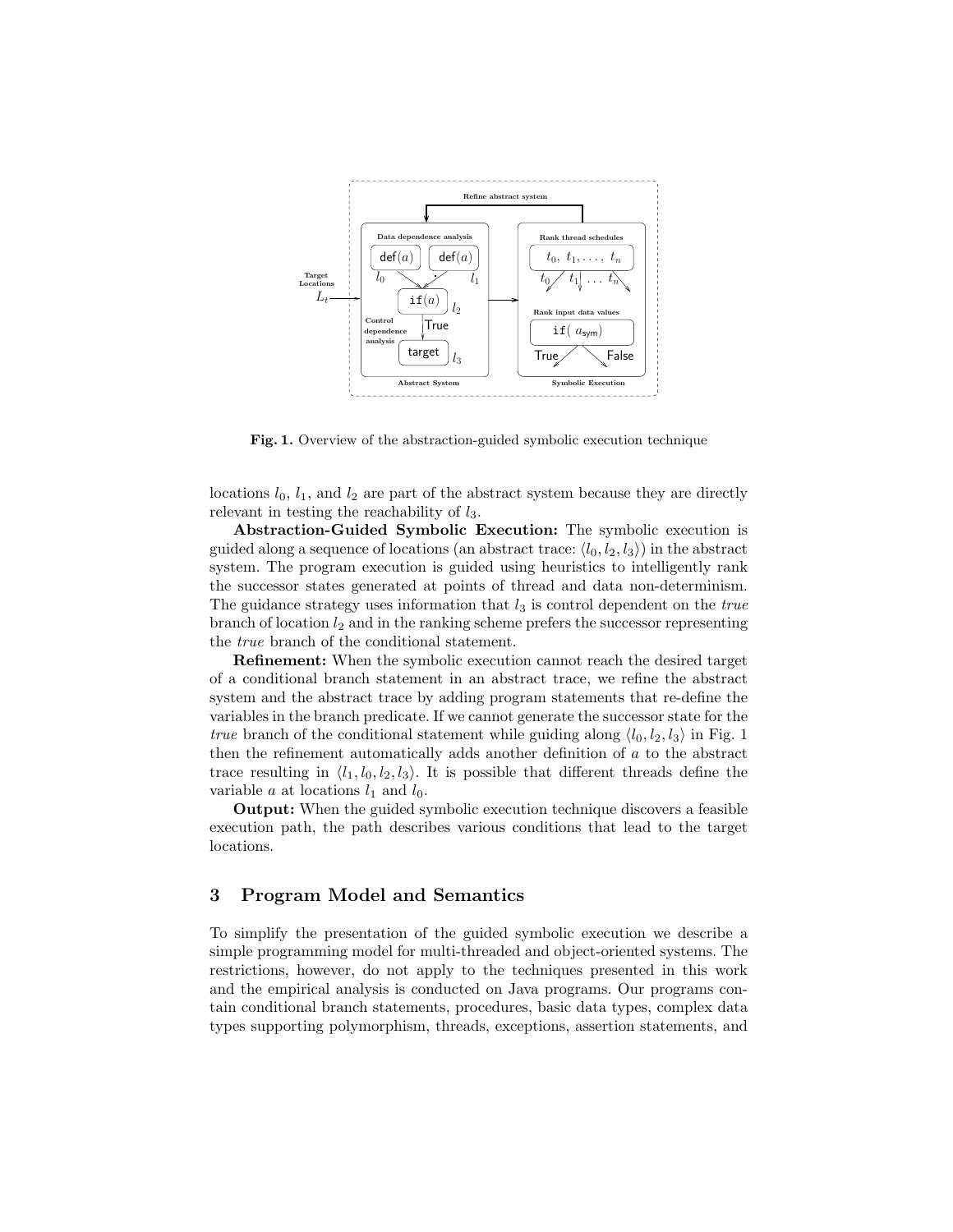Fig. 1. Overview of the abstraction-guided symbolic execution technique

locations $l_0$, $l_1$, and $l_2$ are part of the abstract system because they are directly relevant in testing the reachability of $l_3$.

**Abstraction-Guided Symbolic Execution:** The symbolic execution is guided along a sequence of locations (an abstract trace: $\langle l_0, l_2, l_3 \rangle$) in the abstract system. The program execution is guided using heuristics to intelligently rank the successor states generated at points of thread and data non-determinism. The guidance strategy uses information that $l_3$ is control dependent on the *true* branch of location $l_2$ and in the ranking scheme prefers the successor representing the *true* branch of the conditional statement.

**Refinement:** When the symbolic execution cannot reach the desired target of a conditional branch statement in an abstract trace, we refine the abstract system and the abstract trace by adding program statements that re-define the variables in the branch predicate. If we cannot generate the successor state for the *true* branch of the conditional statement while guiding along $\langle l_0, l_2, l_3 \rangle$ in Fig. 1 then the refinement automatically adds another definition of $a$ to the abstract trace resulting in $\langle l_1, l_0, l_2, l_3 \rangle$. It is possible that different threads define the variable $a$ at locations $l_1$ and $l_0$.

**Output:** When the guided symbolic execution technique discovers a feasible execution path, the path describes various conditions that lead to the target locations.

## 3 Program Model and Semantics

To simplify the presentation of the guided symbolic execution we describe a simple programming model for multi-threaded and object-oriented systems. The restrictions, however, do not apply to the techniques presented in this work and the empirical analysis is conducted on Java programs. Our programs contain conditional branch statements, procedures, basic data types, complex data types supporting polymorphism, threads, exceptions, assertion statements, and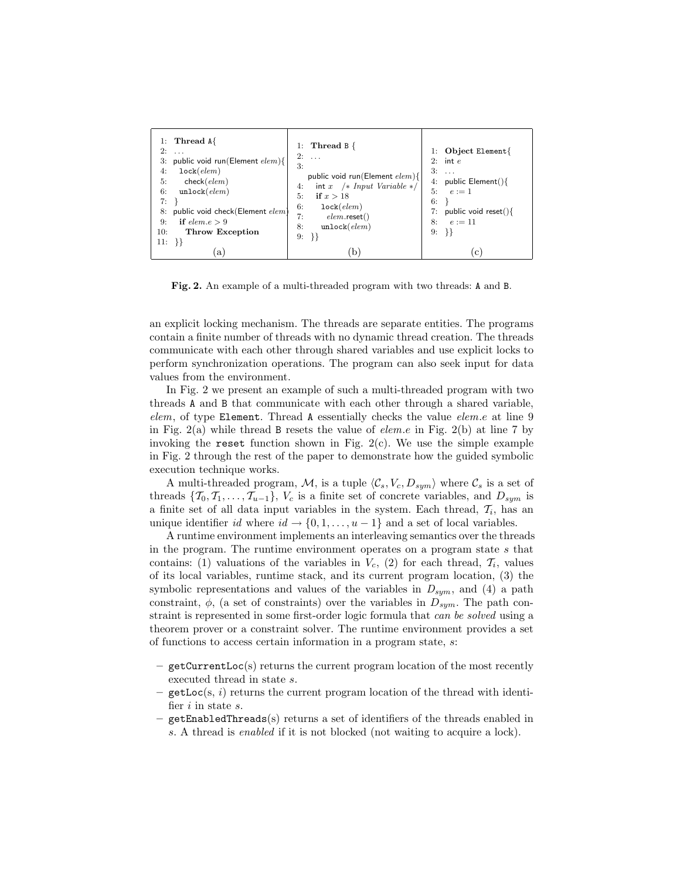```
1:  Thread A{
2:  ...
3:  public void run(Element elem){
4:    lock(elem)
5:      check(elem)
6:    unlock(elem)
7:  }
8:  public void check(Element elem)
9:    if elem.e > 9
10:     Throw Exception
11: }}
```
(a)

```
1:  Thread B {
2:  ...
3:
    public void run(Element elem){
4:    int x   /* Input Variable */
5:    if x > 18
6:      lock(elem)
7:        elem.reset()
8:      unlock(elem)
9:  }}
```
(b)

```
1:  Object Element{
2:  int e
3:  ...
4:  public Element(){
5:    e := 1
6:  }
7:  public void reset(){
8:    e := 11
9:  }}
```
(c)

**Fig. 2.** An example of a multi-threaded program with two threads: A and B.

an explicit locking mechanism. The threads are separate entities. The programs contain a finite number of threads with no dynamic thread creation. The threads communicate with each other through shared variables and use explicit locks to perform synchronization operations. The program can also seek input for data values from the environment.

In Fig. 2 we present an example of such a multi-threaded program with two threads A and B that communicate with each other through a shared variable, *elem*, of type Element. Thread A essentially checks the value *elem.e* at line 9 in Fig. 2(a) while thread B resets the value of *elem.e* in Fig. 2(b) at line 7 by invoking the reset function shown in Fig. 2(c). We use the simple example in Fig. 2 through the rest of the paper to demonstrate how the guided symbolic execution technique works.

A multi-threaded program, $\mathcal{M}$, is a tuple $\langle \mathcal{C}_s, V_c, D_{sym} \rangle$ where $\mathcal{C}_s$ is a set of threads $\{\mathcal{T}_0, \mathcal{T}_1, \ldots, \mathcal{T}_{u-1}\}$, $V_c$ is a finite set of concrete variables, and $D_{sym}$ is a finite set of all data input variables in the system. Each thread, $\mathcal{T}_i$, has an unique identifier $id$ where $id \rightarrow \{0, 1, \ldots, u-1\}$ and a set of local variables.

A runtime environment implements an interleaving semantics over the threads in the program. The runtime environment operates on a program state $s$ that contains: (1) valuations of the variables in $V_c$, (2) for each thread, $\mathcal{T}_i$, values of its local variables, runtime stack, and its current program location, (3) the symbolic representations and values of the variables in $D_{sym}$, and (4) a path constraint, $\phi$, (a set of constraints) over the variables in $D_{sym}$. The path constraint is represented in some first-order logic formula that *can be solved* using a theorem prover or a constraint solver. The runtime environment provides a set of functions to access certain information in a program state, $s$:

- getCurrentLoc(s) returns the current program location of the most recently executed thread in state $s$.
- getLoc(s, $i$) returns the current program location of the thread with identifier $i$ in state $s$.
- getEnabledThreads(s) returns a set of identifiers of the threads enabled in $s$. A thread is *enabled* if it is not blocked (not waiting to acquire a lock).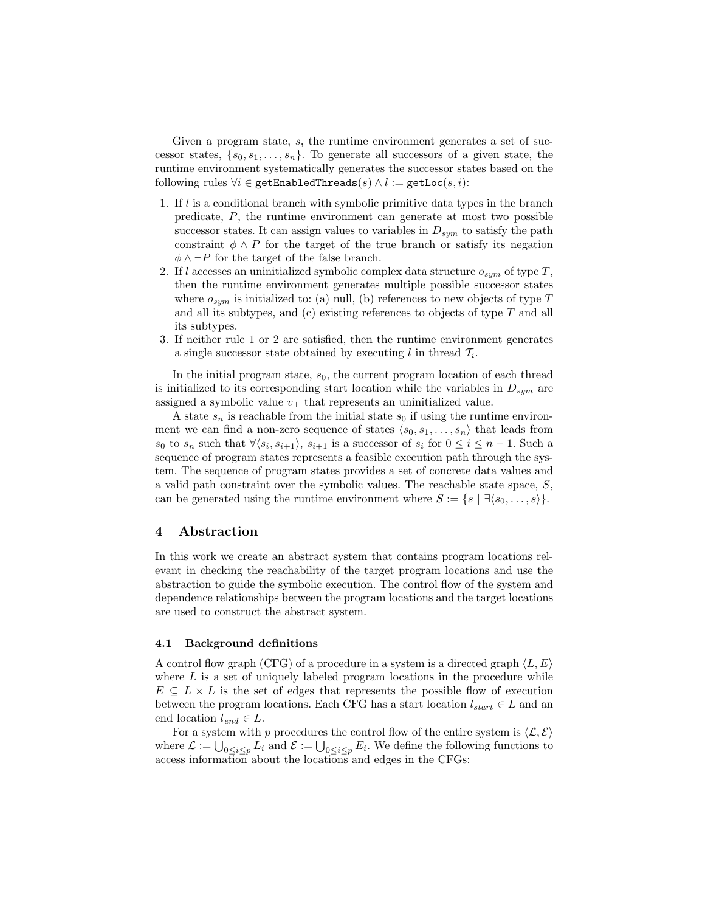Given a program state, $s$, the runtime environment generates a set of successor states, $\{s_0, s_1, \ldots, s_n\}$. To generate all successors of a given state, the runtime environment systematically generates the successor states based on the following rules $\forall i \in \texttt{getEnabledThreads}(s) \land l := \texttt{getLoc}(s, i)$:

1. If $l$ is a conditional branch with symbolic primitive data types in the branch predicate, $P$, the runtime environment can generate at most two possible successor states. It can assign values to variables in $D_{sym}$ to satisfy the path constraint $\phi \land P$ for the target of the true branch or satisfy its negation $\phi \land \neg P$ for the target of the false branch.
2. If $l$ accesses an uninitialized symbolic complex data structure $o_{sym}$ of type $T$, then the runtime environment generates multiple possible successor states where $o_{sym}$ is initialized to: (a) null, (b) references to new objects of type $T$ and all its subtypes, and (c) existing references to objects of type $T$ and all its subtypes.
3. If neither rule 1 or 2 are satisfied, then the runtime environment generates a single successor state obtained by executing $l$ in thread $\mathcal{T}_i$.

In the initial program state, $s_0$, the current program location of each thread is initialized to its corresponding start location while the variables in $D_{sym}$ are assigned a symbolic value $v_\perp$ that represents an uninitialized value.

A state $s_n$ is reachable from the initial state $s_0$ if using the runtime environment we can find a non-zero sequence of states $\langle s_0, s_1, \ldots, s_n \rangle$ that leads from $s_0$ to $s_n$ such that $\forall \langle s_i, s_{i+1} \rangle$, $s_{i+1}$ is a successor of $s_i$ for $0 \leq i \leq n-1$. Such a sequence of program states represents a feasible execution path through the system. The sequence of program states provides a set of concrete data values and a valid path constraint over the symbolic values. The reachable state space, $S$, can be generated using the runtime environment where $S := \{s \mid \exists \langle s_0, \ldots, s \rangle\}$.

## 4 Abstraction

In this work we create an abstract system that contains program locations relevant in checking the reachability of the target program locations and use the abstraction to guide the symbolic execution. The control flow of the system and dependence relationships between the program locations and the target locations are used to construct the abstract system.

### 4.1 Background definitions

A control flow graph (CFG) of a procedure in a system is a directed graph $\langle L, E \rangle$ where $L$ is a set of uniquely labeled program locations in the procedure while $E \subseteq L \times L$ is the set of edges that represents the possible flow of execution between the program locations. Each CFG has a start location $l_{start} \in L$ and an end location $l_{end} \in L$.

For a system with $p$ procedures the control flow of the entire system is $\langle \mathcal{L}, \mathcal{E} \rangle$ where $\mathcal{L} := \bigcup_{0 \leq i \leq p} L_i$ and $\mathcal{E} := \bigcup_{0 \leq i \leq p} E_i$. We define the following functions to access information about the locations and edges in the CFGs: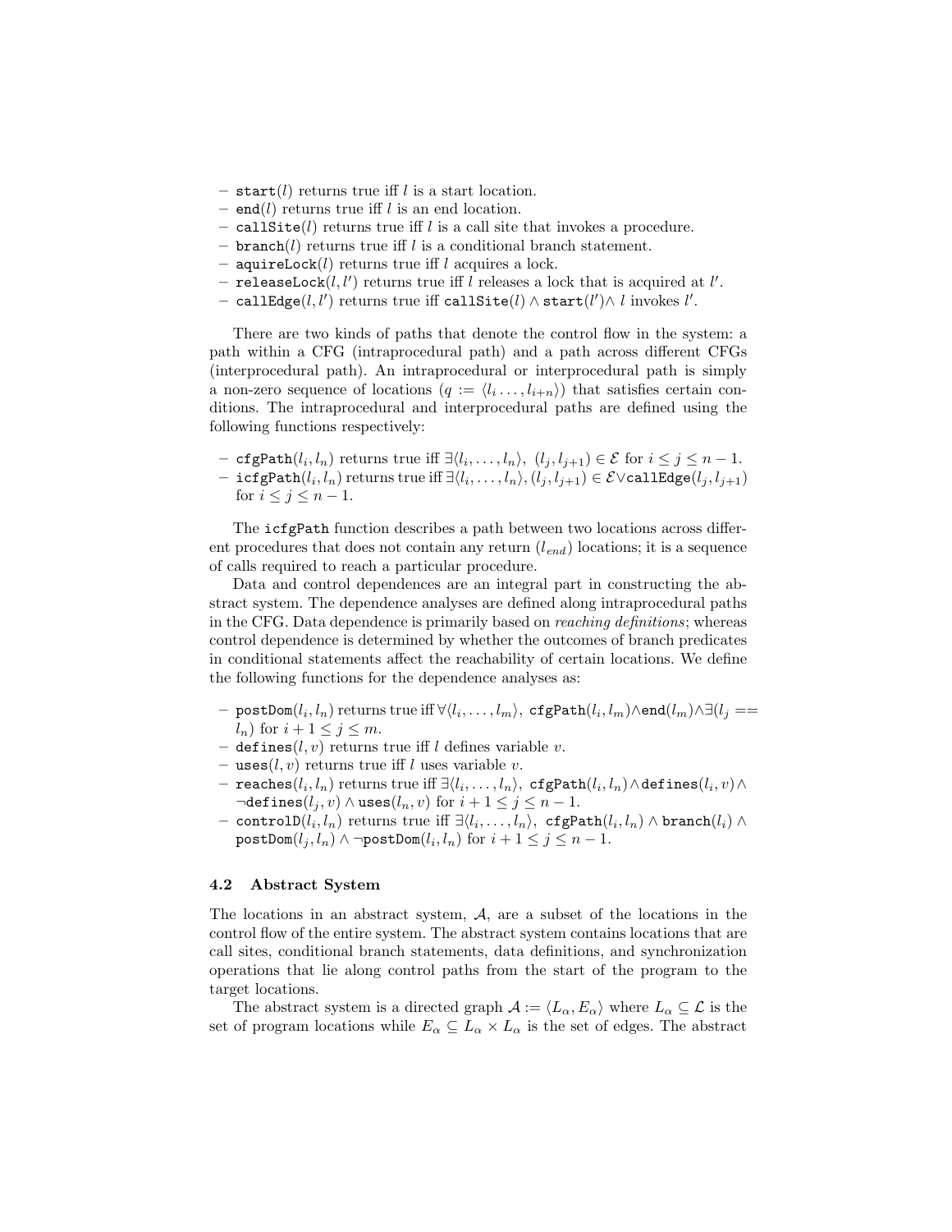- `start`($l$) returns true iff $l$ is a start location.
- `end`($l$) returns true iff $l$ is an end location.
- `callSite`($l$) returns true iff $l$ is a call site that invokes a procedure.
- `branch`($l$) returns true iff $l$ is a conditional branch statement.
- `aquireLock`($l$) returns true iff $l$ acquires a lock.
- `releaseLock`($l, l'$) returns true iff $l$ releases a lock that is acquired at $l'$.
- `callEdge`($l, l'$) returns true iff `callSite`($l$) $\wedge$ `start`($l'$)$\wedge$ $l$ invokes $l'$.

There are two kinds of paths that denote the control flow in the system: a path within a CFG (intraprocedural path) and a path across different CFGs (interprocedural path). An intraprocedural or interprocedural path is simply a non-zero sequence of locations ($q := \langle l_i \ldots, l_{i+n} \rangle$) that satisfies certain conditions. The intraprocedural and interprocedural paths are defined using the following functions respectively:

- `cfgPath`($l_i, l_n$) returns true iff $\exists \langle l_i, \ldots, l_n \rangle,\ (l_j, l_{j+1}) \in \mathcal{E}$ for $i \leq j \leq n-1$.
- `icfgPath`($l_i, l_n$) returns true iff $\exists \langle l_i, \ldots, l_n \rangle, (l_j, l_{j+1}) \in \mathcal{E} \vee$`callEdge`($l_j, l_{j+1}$) for $i \leq j \leq n-1$.

The `icfgPath` function describes a path between two locations across different procedures that does not contain any return ($l_{end}$) locations; it is a sequence of calls required to reach a particular procedure.

Data and control dependences are an integral part in constructing the abstract system. The dependence analyses are defined along intraprocedural paths in the CFG. Data dependence is primarily based on *reaching definitions*; whereas control dependence is determined by whether the outcomes of branch predicates in conditional statements affect the reachability of certain locations. We define the following functions for the dependence analyses as:

- `postDom`($l_i, l_n$) returns true iff $\forall \langle l_i, \ldots, l_m \rangle$, `cfgPath`($l_i, l_m$)$\wedge$`end`($l_m$)$\wedge \exists (l_j == l_n)$ for $i+1 \leq j \leq m$.
- `defines`($l, v$) returns true iff $l$ defines variable $v$.
- `uses`($l, v$) returns true iff $l$ uses variable $v$.
- `reaches`($l_i, l_n$) returns true iff $\exists \langle l_i, \ldots, l_n \rangle$, `cfgPath`($l_i, l_n$)$\wedge$`defines`($l_i, v$)$\wedge$ $\neg$`defines`($l_j, v$) $\wedge$ `uses`($l_n, v$) for $i+1 \leq j \leq n-1$.
- `controlD`($l_i, l_n$) returns true iff $\exists \langle l_i, \ldots, l_n \rangle$, `cfgPath`($l_i, l_n$) $\wedge$ `branch`($l_i$) $\wedge$ `postDom`($l_j, l_n$) $\wedge$ $\neg$`postDom`($l_i, l_n$) for $i+1 \leq j \leq n-1$.

### 4.2 Abstract System

The locations in an abstract system, $\mathcal{A}$, are a subset of the locations in the control flow of the entire system. The abstract system contains locations that are call sites, conditional branch statements, data definitions, and synchronization operations that lie along control paths from the start of the program to the target locations.

The abstract system is a directed graph $\mathcal{A} := \langle L_\alpha, E_\alpha \rangle$ where $L_\alpha \subseteq \mathcal{L}$ is the set of program locations while $E_\alpha \subseteq L_\alpha \times L_\alpha$ is the set of edges. The abstract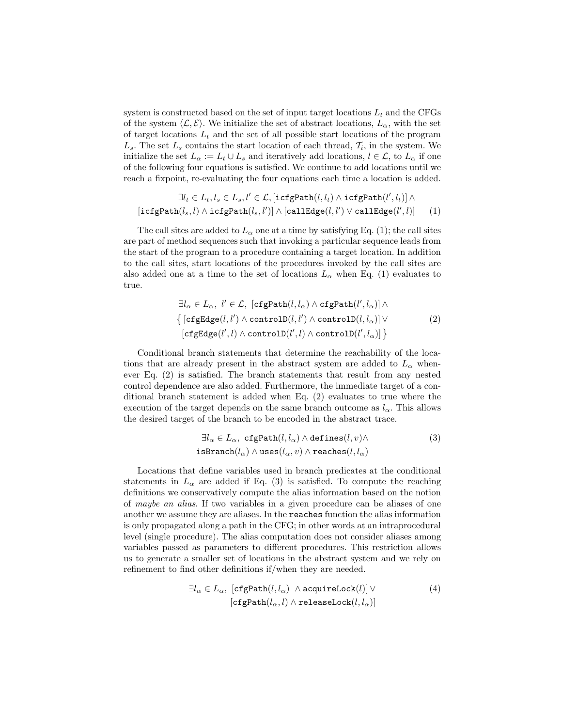system is constructed based on the set of input target locations $L_t$ and the CFGs of the system $\langle \mathcal{L}, \mathcal{E} \rangle$. We initialize the set of abstract locations, $L_\alpha$, with the set of target locations $L_t$ and the set of all possible start locations of the program $L_s$. The set $L_s$ contains the start location of each thread, $\mathcal{T}_i$, in the system. We initialize the set $L_\alpha := L_t \cup L_s$ and iteratively add locations, $l \in \mathcal{L}$, to $L_\alpha$ if one of the following four equations is satisfied. We continue to add locations until we reach a fixpoint, re-evaluating the four equations each time a location is added.

$$\exists l_t \in L_t, l_s \in L_s, l' \in \mathcal{L}, [\texttt{icfgPath}(l, l_t) \wedge \texttt{icfgPath}(l', l_t)] \wedge \\ [\texttt{icfgPath}(l_s, l) \wedge \texttt{icfgPath}(l_s, l')] \wedge [\texttt{callEdge}(l, l') \vee \texttt{callEdge}(l', l)] \quad (1)$$

The call sites are added to $L_\alpha$ one at a time by satisfying Eq. (1); the call sites are part of method sequences such that invoking a particular sequence leads from the start of the program to a procedure containing a target location. In addition to the call sites, start locations of the procedures invoked by the call sites are also added one at a time to the set of locations $L_\alpha$ when Eq. (1) evaluates to true.

$$\exists l_\alpha \in L_\alpha,\ l' \in \mathcal{L},\ [\texttt{cfgPath}(l, l_\alpha) \wedge \texttt{cfgPath}(l', l_\alpha)] \wedge \\ \{ [\texttt{cfgEdge}(l, l') \wedge \texttt{controlD}(l, l') \wedge \texttt{controlD}(l, l_\alpha)] \vee \\ [\texttt{cfgEdge}(l', l) \wedge \texttt{controlD}(l', l) \wedge \texttt{controlD}(l', l_\alpha)] \} \quad (2)$$

Conditional branch statements that determine the reachability of the locations that are already present in the abstract system are added to $L_\alpha$ whenever Eq. (2) is satisfied. The branch statements that result from any nested control dependence are also added. Furthermore, the immediate target of a conditional branch statement is added when Eq. (2) evaluates to true where the execution of the target depends on the same branch outcome as $l_\alpha$. This allows the desired target of the branch to be encoded in the abstract trace.

$$\exists l_\alpha \in L_\alpha,\ \texttt{cfgPath}(l, l_\alpha) \wedge \texttt{defines}(l, v) \wedge \\ \texttt{isBranch}(l_\alpha) \wedge \texttt{uses}(l_\alpha, v) \wedge \texttt{reaches}(l, l_\alpha) \quad (3)$$

Locations that define variables used in branch predicates at the conditional statements in $L_\alpha$ are added if Eq. (3) is satisfied. To compute the reaching definitions we conservatively compute the alias information based on the notion of *maybe an alias*. If two variables in a given procedure can be aliases of one another we assume they are aliases. In the `reaches` function the alias information is only propagated along a path in the CFG; in other words at an intraprocedural level (single procedure). The alias computation does not consider aliases among variables passed as parameters to different procedures. This restriction allows us to generate a smaller set of locations in the abstract system and we rely on refinement to find other definitions if/when they are needed.

$$\exists l_\alpha \in L_\alpha,\ [\texttt{cfgPath}(l, l_\alpha)\ \wedge \texttt{acquireLock}(l)] \vee \\ [\texttt{cfgPath}(l_\alpha, l) \wedge \texttt{releaseLock}(l, l_\alpha)] \quad (4)$$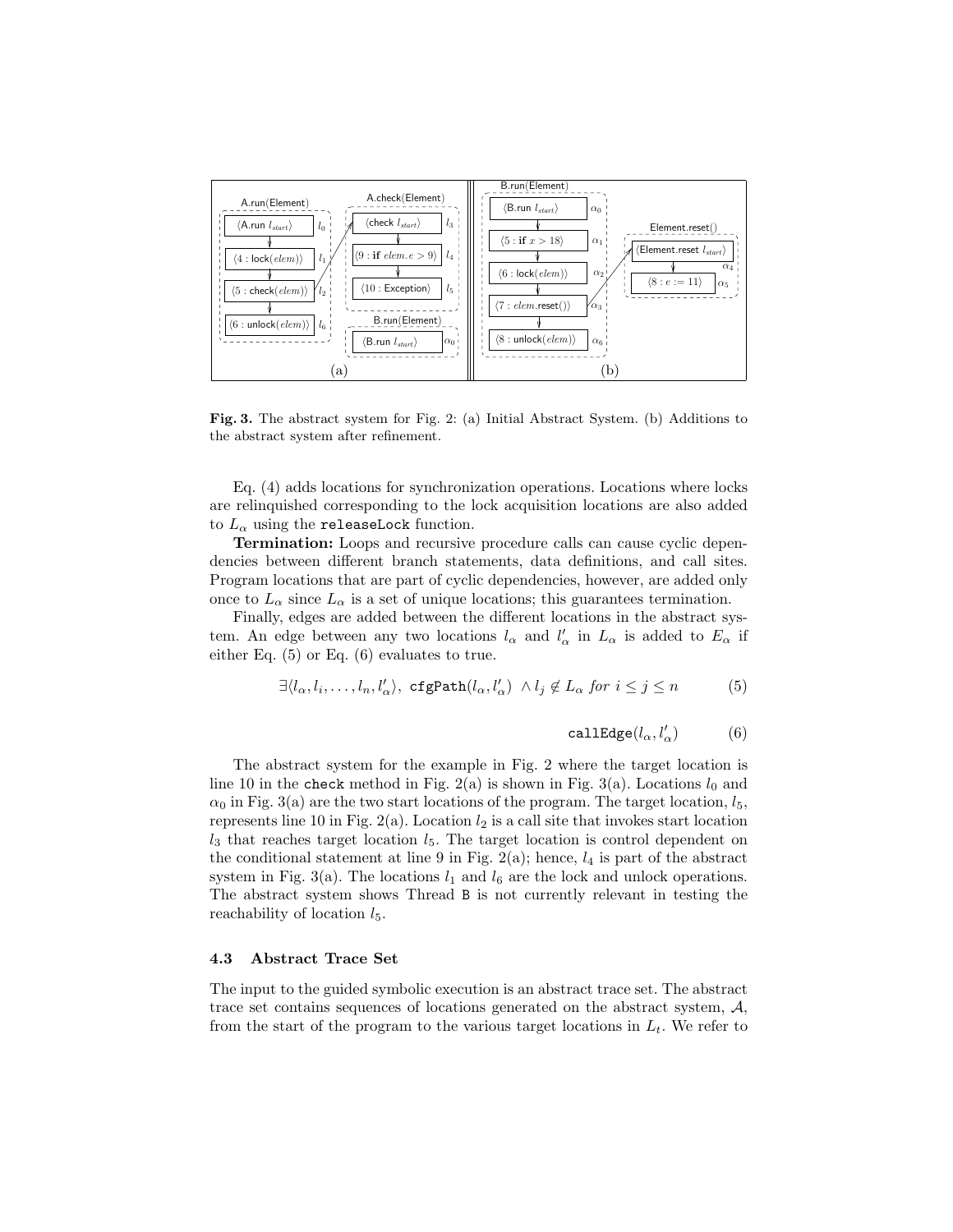**Fig. 3.** The abstract system for Fig. 2: (a) Initial Abstract System. (b) Additions to the abstract system after refinement.

Eq. (4) adds locations for synchronization operations. Locations where locks are relinquished corresponding to the lock acquisition locations are also added to $L_\alpha$ using the `releaseLock` function.

**Termination:** Loops and recursive procedure calls can cause cyclic dependencies between different branch statements, data definitions, and call sites. Program locations that are part of cyclic dependencies, however, are added only once to $L_\alpha$ since $L_\alpha$ is a set of unique locations; this guarantees termination.

Finally, edges are added between the different locations in the abstract system. An edge between any two locations $l_\alpha$ and $l'_\alpha$ in $L_\alpha$ is added to $E_\alpha$ if either Eq. (5) or Eq. (6) evaluates to true.

$$\exists \langle l_\alpha, l_i, \ldots, l_n, l'_\alpha \rangle,\ \texttt{cfgPath}(l_\alpha, l'_\alpha)\ \wedge l_j \notin L_\alpha \ for\ i \leq j \leq n \tag{5}$$

$$\texttt{callEdge}(l_\alpha, l'_\alpha) \tag{6}$$

The abstract system for the example in Fig. 2 where the target location is line 10 in the `check` method in Fig. 2(a) is shown in Fig. 3(a). Locations $l_0$ and $\alpha_0$ in Fig. 3(a) are the two start locations of the program. The target location, $l_5$, represents line 10 in Fig. 2(a). Location $l_2$ is a call site that invokes start location $l_3$ that reaches target location $l_5$. The target location is control dependent on the conditional statement at line 9 in Fig. 2(a); hence, $l_4$ is part of the abstract system in Fig. 3(a). The locations $l_1$ and $l_6$ are the lock and unlock operations. The abstract system shows Thread `B` is not currently relevant in testing the reachability of location $l_5$.

### 4.3 Abstract Trace Set

The input to the guided symbolic execution is an abstract trace set. The abstract trace set contains sequences of locations generated on the abstract system, $\mathcal{A}$, from the start of the program to the various target locations in $L_t$. We refer to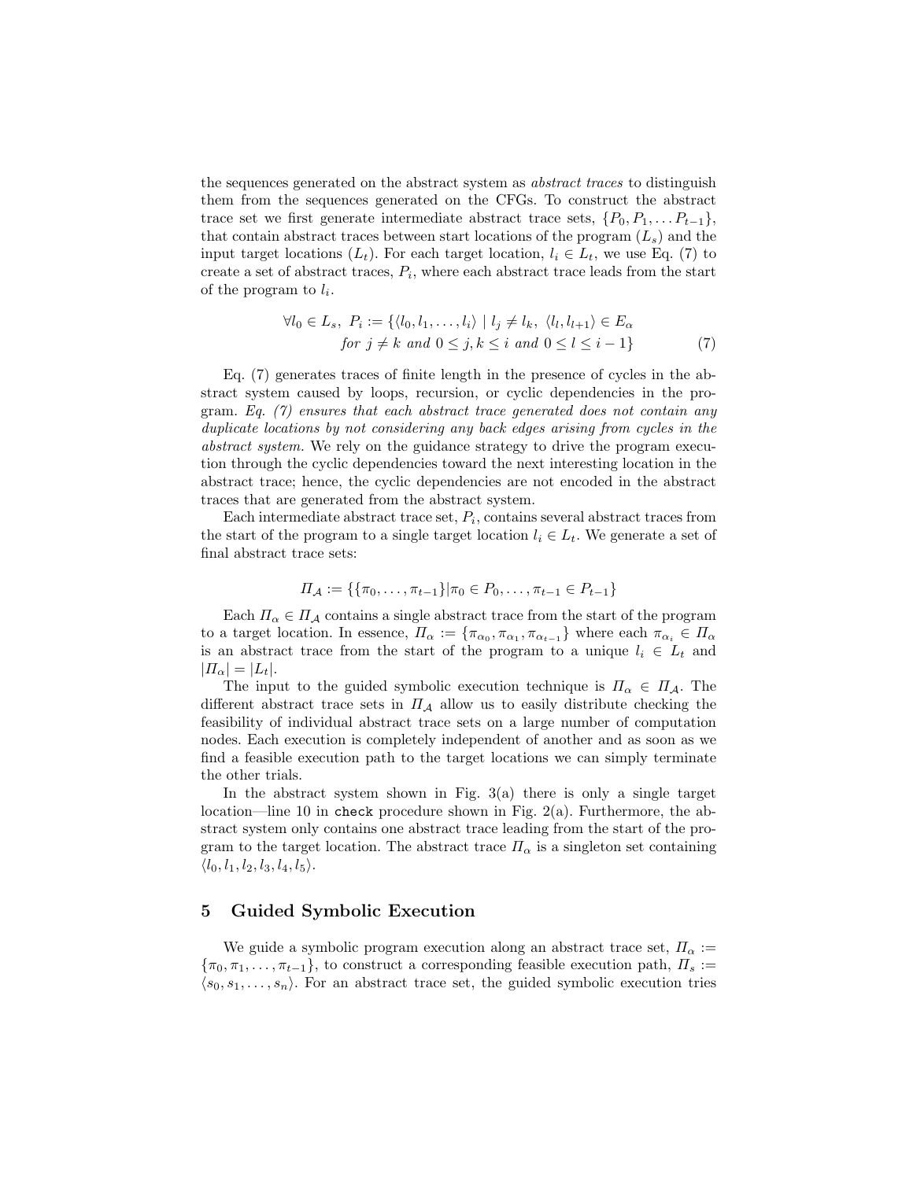the sequences generated on the abstract system as *abstract traces* to distinguish them from the sequences generated on the CFGs. To construct the abstract trace set we first generate intermediate abstract trace sets, $\{P_0, P_1, \ldots P_{t-1}\}$, that contain abstract traces between start locations of the program ($L_s$) and the input target locations ($L_t$). For each target location, $l_i \in L_t$, we use Eq. (7) to create a set of abstract traces, $P_i$, where each abstract trace leads from the start of the program to $l_i$.

$$
\begin{aligned}
\forall l_0 \in L_s,\ P_i := \{\langle l_0, l_1, \ldots, l_i\rangle \mid l_j \neq l_k,\ \langle l_l, l_{l+1}\rangle \in E_\alpha \\
\text{for } j \neq k \text{ and } 0 \leq j, k \leq i \text{ and } 0 \leq l \leq i-1\}
\end{aligned} \tag{7}
$$

Eq. (7) generates traces of finite length in the presence of cycles in the abstract system caused by loops, recursion, or cyclic dependencies in the program. *Eq. (7) ensures that each abstract trace generated does not contain any duplicate locations by not considering any back edges arising from cycles in the abstract system.* We rely on the guidance strategy to drive the program execution through the cyclic dependencies toward the next interesting location in the abstract trace; hence, the cyclic dependencies are not encoded in the abstract traces that are generated from the abstract system.

Each intermediate abstract trace set, $P_i$, contains several abstract traces from the start of the program to a single target location $l_i \in L_t$. We generate a set of final abstract trace sets:

$$
\Pi_{\mathcal{A}} := \{\{\pi_0, \ldots, \pi_{t-1}\} | \pi_0 \in P_0, \ldots, \pi_{t-1} \in P_{t-1}\}
$$

Each $\Pi_\alpha \in \Pi_{\mathcal{A}}$ contains a single abstract trace from the start of the program to a target location. In essence, $\Pi_\alpha := \{\pi_{\alpha_0}, \pi_{\alpha_1}, \pi_{\alpha_{t-1}}\}$ where each $\pi_{\alpha_i} \in \Pi_\alpha$ is an abstract trace from the start of the program to a unique $l_i \in L_t$ and $|\Pi_\alpha| = |L_t|$.

The input to the guided symbolic execution technique is $\Pi_\alpha \in \Pi_{\mathcal{A}}$. The different abstract trace sets in $\Pi_{\mathcal{A}}$ allow us to easily distribute checking the feasibility of individual abstract trace sets on a large number of computation nodes. Each execution is completely independent of another and as soon as we find a feasible execution path to the target locations we can simply terminate the other trials.

In the abstract system shown in Fig. 3(a) there is only a single target location—line 10 in `check` procedure shown in Fig. 2(a). Furthermore, the abstract system only contains one abstract trace leading from the start of the program to the target location. The abstract trace $\Pi_\alpha$ is a singleton set containing $\langle l_0, l_1, l_2, l_3, l_4, l_5\rangle$.

## 5 Guided Symbolic Execution

We guide a symbolic program execution along an abstract trace set, $\Pi_\alpha := \{\pi_0, \pi_1, \ldots, \pi_{t-1}\}$, to construct a corresponding feasible execution path, $\Pi_s := \langle s_0, s_1, \ldots, s_n\rangle$. For an abstract trace set, the guided symbolic execution tries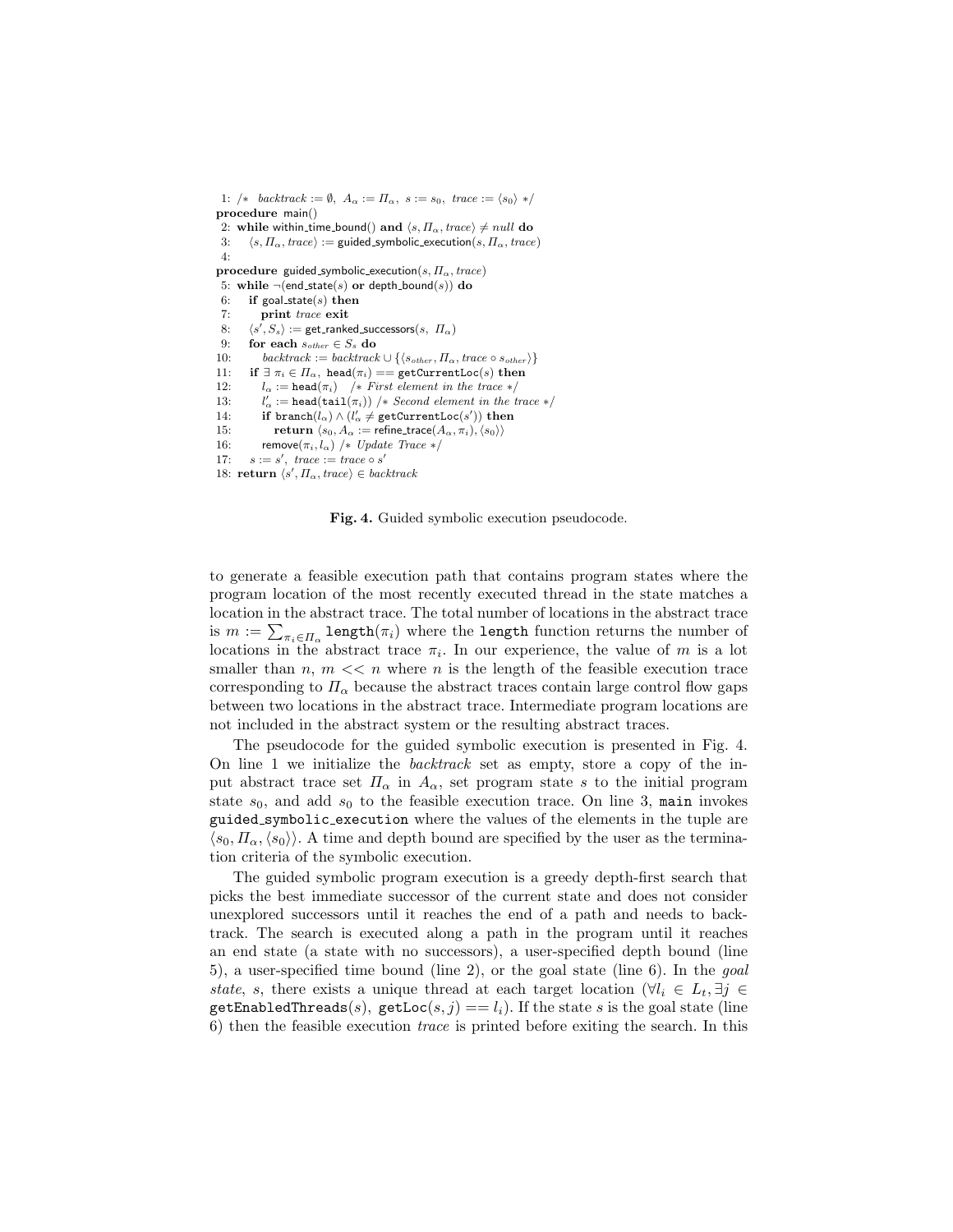```
1: /*  backtrack := ∅,  A_α := Π_α,  s := s_0,  trace := ⟨s_0⟩ */
procedure main()
2: while within_time_bound() and ⟨s, Π_α, trace⟩ ≠ null do
3:    ⟨s, Π_α, trace⟩ := guided_symbolic_execution(s, Π_α, trace)
4:
procedure guided_symbolic_execution(s, Π_α, trace)
5: while ¬(end_state(s) or depth_bound(s)) do
6:    if goal_state(s) then
7:       print trace exit
8:    ⟨s', S_s⟩ := get_ranked_successors(s, Π_α)
9:    for each s_other ∈ S_s do
10:      backtrack := backtrack ∪ {⟨s_other, Π_α, trace ∘ s_other⟩}
11:   if ∃ π_i ∈ Π_α, head(π_i) == getCurrentLoc(s) then
12:      l_α := head(π_i)   /* First element in the trace */
13:      l'_α := head(tail(π_i)) /* Second element in the trace */
14:      if branch(l_α) ∧ (l'_α ≠ getCurrentLoc(s')) then
15:         return ⟨s_0, A_α := refine_trace(A_α, π_i), ⟨s_0⟩⟩
16:      remove(π_i, l_α) /* Update Trace */
17:   s := s',  trace := trace ∘ s'
18: return ⟨s', Π_α, trace⟩ ∈ backtrack
```

**Fig. 4.** Guided symbolic execution pseudocode.

to generate a feasible execution path that contains program states where the program location of the most recently executed thread in the state matches a location in the abstract trace. The total number of locations in the abstract trace is $m := \sum_{\pi_i \in \Pi_\alpha} \texttt{length}(\pi_i)$ where the `length` function returns the number of locations in the abstract trace $\pi_i$. In our experience, the value of $m$ is a lot smaller than $n$, $m << n$ where $n$ is the length of the feasible execution trace corresponding to $\Pi_\alpha$ because the abstract traces contain large control flow gaps between two locations in the abstract trace. Intermediate program locations are not included in the abstract system or the resulting abstract traces.

The pseudocode for the guided symbolic execution is presented in Fig. 4. On line 1 we initialize the *backtrack* set as empty, store a copy of the input abstract trace set $\Pi_\alpha$ in $A_\alpha$, set program state $s$ to the initial program state $s_0$, and add $s_0$ to the feasible execution trace. On line 3, `main` invokes `guided_symbolic_execution` where the values of the elements in the tuple are $\langle s_0, \Pi_\alpha, \langle s_0 \rangle \rangle$. A time and depth bound are specified by the user as the termination criteria of the symbolic execution.

The guided symbolic program execution is a greedy depth-first search that picks the best immediate successor of the current state and does not consider unexplored successors until it reaches the end of a path and needs to backtrack. The search is executed along a path in the program until it reaches an end state (a state with no successors), a user-specified depth bound (line 5), a user-specified time bound (line 2), or the goal state (line 6). In the *goal state*, $s$, there exists a unique thread at each target location ($\forall l_i \in L_t, \exists j \in \texttt{getEnabledThreads}(s),\ \texttt{getLoc}(s, j) == l_i$). If the state $s$ is the goal state (line 6) then the feasible execution *trace* is printed before exiting the search. In this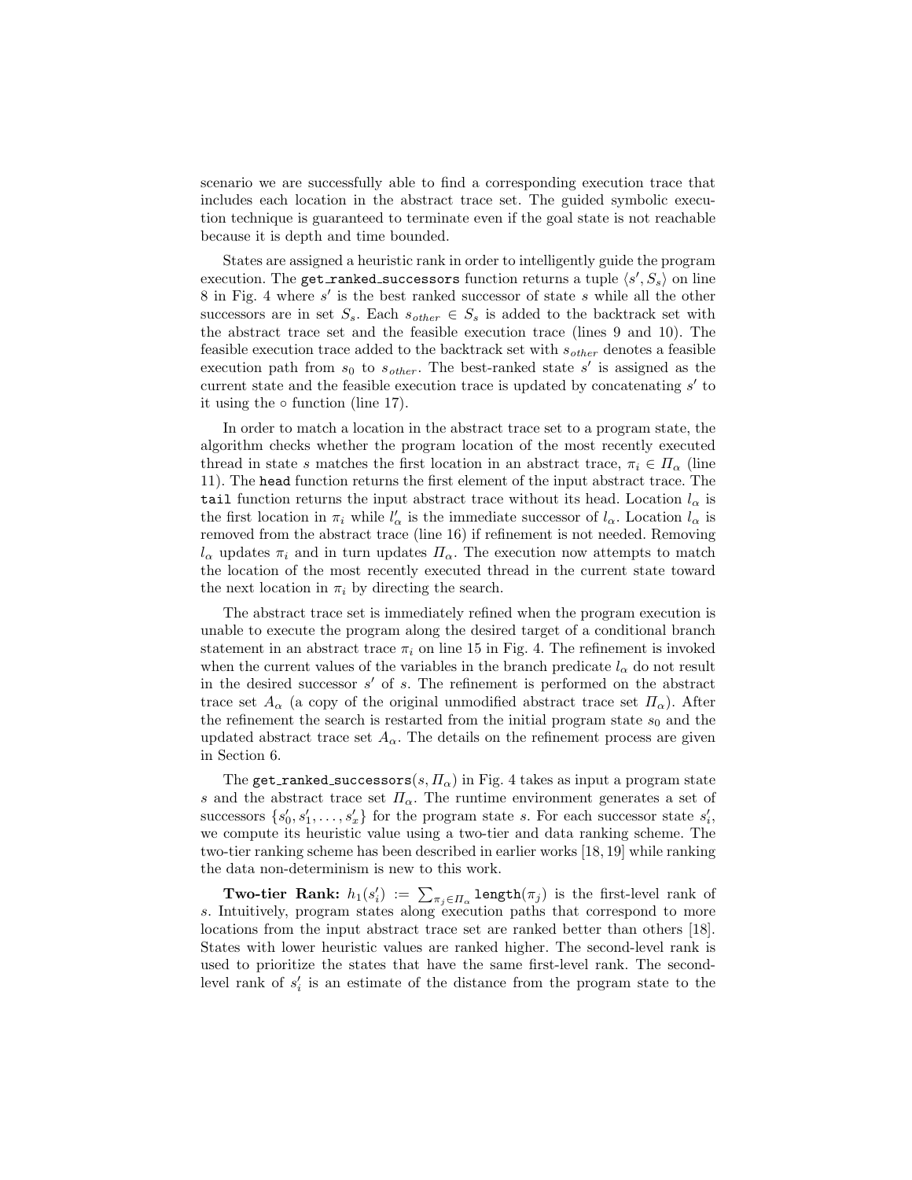scenario we are successfully able to find a corresponding execution trace that includes each location in the abstract trace set. The guided symbolic execution technique is guaranteed to terminate even if the goal state is not reachable because it is depth and time bounded.

States are assigned a heuristic rank in order to intelligently guide the program execution. The `get_ranked_successors` function returns a tuple $\langle s', S_s \rangle$ on line 8 in Fig. 4 where $s'$ is the best ranked successor of state $s$ while all the other successors are in set $S_s$. Each $s_{other} \in S_s$ is added to the backtrack set with the abstract trace set and the feasible execution trace (lines 9 and 10). The feasible execution trace added to the backtrack set with $s_{other}$ denotes a feasible execution path from $s_0$ to $s_{other}$. The best-ranked state $s'$ is assigned as the current state and the feasible execution trace is updated by concatenating $s'$ to it using the $\circ$ function (line 17).

In order to match a location in the abstract trace set to a program state, the algorithm checks whether the program location of the most recently executed thread in state $s$ matches the first location in an abstract trace, $\pi_i \in \Pi_\alpha$ (line 11). The `head` function returns the first element of the input abstract trace. The `tail` function returns the input abstract trace without its head. Location $l_\alpha$ is the first location in $\pi_i$ while $l'_\alpha$ is the immediate successor of $l_\alpha$. Location $l_\alpha$ is removed from the abstract trace (line 16) if refinement is not needed. Removing $l_\alpha$ updates $\pi_i$ and in turn updates $\Pi_\alpha$. The execution now attempts to match the location of the most recently executed thread in the current state toward the next location in $\pi_i$ by directing the search.

The abstract trace set is immediately refined when the program execution is unable to execute the program along the desired target of a conditional branch statement in an abstract trace $\pi_i$ on line 15 in Fig. 4. The refinement is invoked when the current values of the variables in the branch predicate $l_\alpha$ do not result in the desired successor $s'$ of $s$. The refinement is performed on the abstract trace set $A_\alpha$ (a copy of the original unmodified abstract trace set $\Pi_\alpha$). After the refinement the search is restarted from the initial program state $s_0$ and the updated abstract trace set $A_\alpha$. The details on the refinement process are given in Section 6.

The `get_ranked_successors`$(s, \Pi_\alpha)$ in Fig. 4 takes as input a program state $s$ and the abstract trace set $\Pi_\alpha$. The runtime environment generates a set of successors $\{s'_0, s'_1, \ldots, s'_x\}$ for the program state $s$. For each successor state $s'_i$, we compute its heuristic value using a two-tier and data ranking scheme. The two-tier ranking scheme has been described in earlier works [18, 19] while ranking the data non-determinism is new to this work.

**Two-tier Rank:** $h_1(s'_i) := \sum_{\pi_j \in \Pi_\alpha} \texttt{length}(\pi_j)$ is the first-level rank of $s$. Intuitively, program states along execution paths that correspond to more locations from the input abstract trace set are ranked better than others [18]. States with lower heuristic values are ranked higher. The second-level rank is used to prioritize the states that have the same first-level rank. The second-level rank of $s'_i$ is an estimate of the distance from the program state to the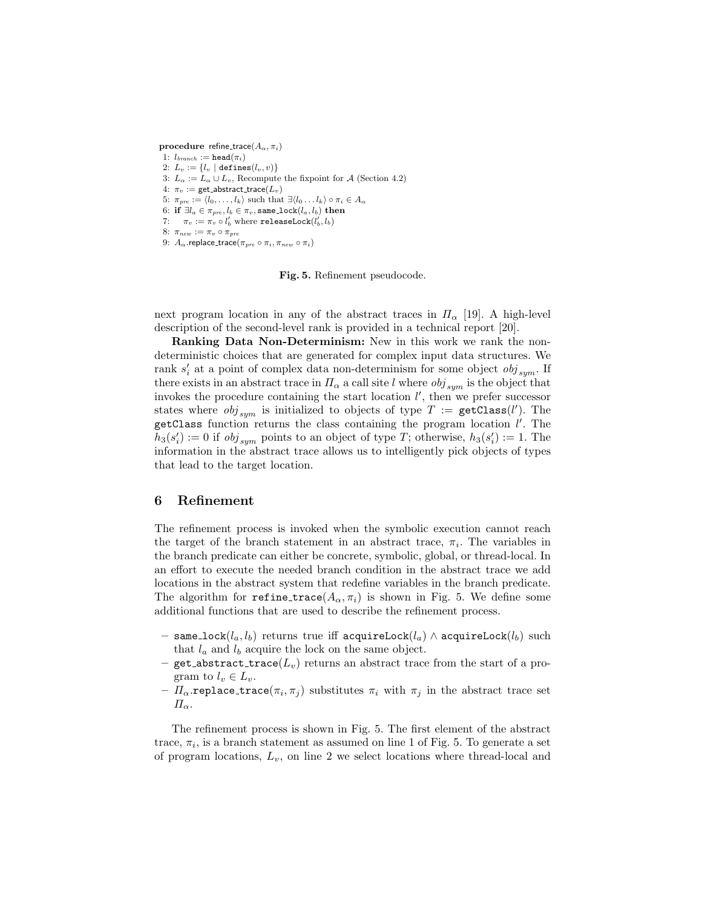**procedure** refine_trace($A_\alpha, \pi_i$)

1: $l_{branch}$ := head($\pi_i$)
2: $L_v := \{l_v \mid \texttt{defines}(l_v, v)\}$
3: $L_\alpha := L_\alpha \cup L_v$, Recompute the fixpoint for $\mathcal{A}$ (Section 4.2)
4: $\pi_v$ := get_abstract_trace($L_v$)
5: $\pi_{pre} := \langle l_0, \ldots, l_k\rangle$ such that $\exists \langle l_0 \ldots l_k \rangle \circ \pi_i \in A_\alpha$
6: **if** $\exists l_a \in \pi_{pre}, l_b \in \pi_v$, same_lock($l_a, l_b$) **then**
7: $\quad\pi_v := \pi_v \circ l_b'$ where releaseLock($l_b', l_b$)
8: $\pi_{new} := \pi_v \circ \pi_{pre}$
9: $A_\alpha$.replace_trace($\pi_{pre} \circ \pi_i, \pi_{new} \circ \pi_i$)

**Fig. 5.** Refinement pseudocode.

next program location in any of the abstract traces in $\Pi_\alpha$ [19]. A high-level description of the second-level rank is provided in a technical report [20].

**Ranking Data Non-Determinism:** New in this work we rank the non-deterministic choices that are generated for complex input data structures. We rank $s_i'$ at a point of complex data non-determinism for some object $obj_{sym}$. If there exists in an abstract trace in $\Pi_\alpha$ a call site $l$ where $obj_{sym}$ is the object that invokes the procedure containing the start location $l'$, then we prefer successor states where $obj_{sym}$ is initialized to objects of type $T :=$ getClass($l'$). The getClass function returns the class containing the program location $l'$. The $h_3(s_i') := 0$ if $obj_{sym}$ points to an object of type $T$; otherwise, $h_3(s_i') := 1$. The information in the abstract trace allows us to intelligently pick objects of types that lead to the target location.

## 6 Refinement

The refinement process is invoked when the symbolic execution cannot reach the target of the branch statement in an abstract trace, $\pi_i$. The variables in the branch predicate can either be concrete, symbolic, global, or thread-local. In an effort to execute the needed branch condition in the abstract trace we add locations in the abstract system that redefine variables in the branch predicate. The algorithm for refine_trace($A_\alpha, \pi_i$) is shown in Fig. 5. We define some additional functions that are used to describe the refinement process.

- same_lock($l_a, l_b$) returns true iff acquireLock($l_a$) $\wedge$ acquireLock($l_b$) such that $l_a$ and $l_b$ acquire the lock on the same object.
- get_abstract_trace($L_v$) returns an abstract trace from the start of a program to $l_v \in L_v$.
- $\Pi_\alpha$.replace_trace($\pi_i, \pi_j$) substitutes $\pi_i$ with $\pi_j$ in the abstract trace set $\Pi_\alpha$.

The refinement process is shown in Fig. 5. The first element of the abstract trace, $\pi_i$, is a branch statement as assumed on line 1 of Fig. 5. To generate a set of program locations, $L_v$, on line 2 we select locations where thread-local and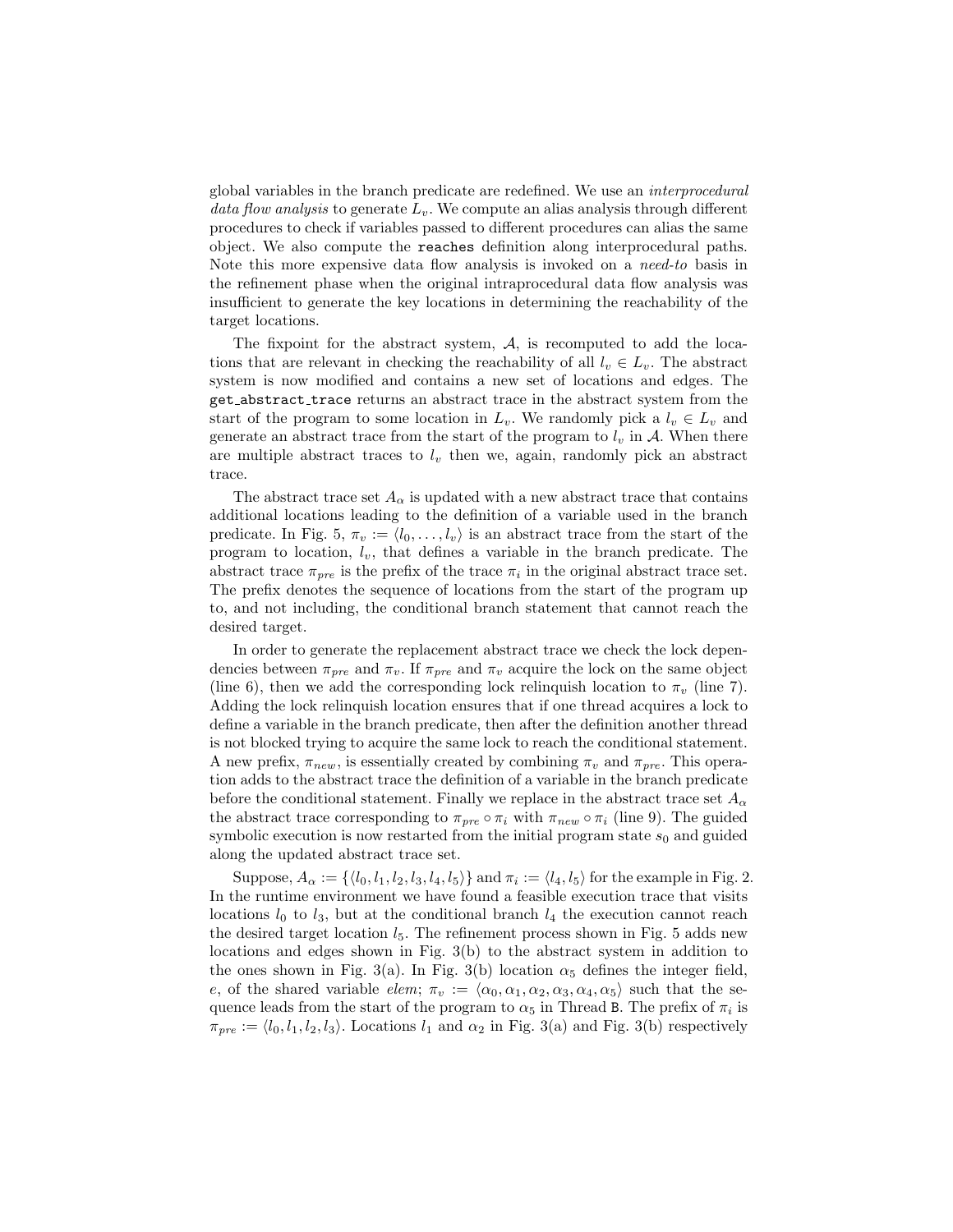global variables in the branch predicate are redefined. We use an *interprocedural data flow analysis* to generate $L_v$. We compute an alias analysis through different procedures to check if variables passed to different procedures can alias the same object. We also compute the `reaches` definition along interprocedural paths. Note this more expensive data flow analysis is invoked on a *need-to* basis in the refinement phase when the original intraprocedural data flow analysis was insufficient to generate the key locations in determining the reachability of the target locations.

The fixpoint for the abstract system, $\mathcal{A}$, is recomputed to add the locations that are relevant in checking the reachability of all $l_v \in L_v$. The abstract system is now modified and contains a new set of locations and edges. The `get_abstract_trace` returns an abstract trace in the abstract system from the start of the program to some location in $L_v$. We randomly pick a $l_v \in L_v$ and generate an abstract trace from the start of the program to $l_v$ in $\mathcal{A}$. When there are multiple abstract traces to $l_v$ then we, again, randomly pick an abstract trace.

The abstract trace set $A_\alpha$ is updated with a new abstract trace that contains additional locations leading to the definition of a variable used in the branch predicate. In Fig. 5, $\pi_v := \langle l_0, \ldots, l_v \rangle$ is an abstract trace from the start of the program to location, $l_v$, that defines a variable in the branch predicate. The abstract trace $\pi_{pre}$ is the prefix of the trace $\pi_i$ in the original abstract trace set. The prefix denotes the sequence of locations from the start of the program up to, and not including, the conditional branch statement that cannot reach the desired target.

In order to generate the replacement abstract trace we check the lock dependencies between $\pi_{pre}$ and $\pi_v$. If $\pi_{pre}$ and $\pi_v$ acquire the lock on the same object (line 6), then we add the corresponding lock relinquish location to $\pi_v$ (line 7). Adding the lock relinquish location ensures that if one thread acquires a lock to define a variable in the branch predicate, then after the definition another thread is not blocked trying to acquire the same lock to reach the conditional statement. A new prefix, $\pi_{new}$, is essentially created by combining $\pi_v$ and $\pi_{pre}$. This operation adds to the abstract trace the definition of a variable in the branch predicate before the conditional statement. Finally we replace in the abstract trace set $A_\alpha$ the abstract trace corresponding to $\pi_{pre} \circ \pi_i$ with $\pi_{new} \circ \pi_i$ (line 9). The guided symbolic execution is now restarted from the initial program state $s_0$ and guided along the updated abstract trace set.

Suppose, $A_\alpha := \{\langle l_0, l_1, l_2, l_3, l_4, l_5 \rangle\}$ and $\pi_i := \langle l_4, l_5 \rangle$ for the example in Fig. 2. In the runtime environment we have found a feasible execution trace that visits locations $l_0$ to $l_3$, but at the conditional branch $l_4$ the execution cannot reach the desired target location $l_5$. The refinement process shown in Fig. 5 adds new locations and edges shown in Fig. 3(b) to the abstract system in addition to the ones shown in Fig. 3(a). In Fig. 3(b) location $\alpha_5$ defines the integer field, $e$, of the shared variable *elem*; $\pi_v := \langle \alpha_0, \alpha_1, \alpha_2, \alpha_3, \alpha_4, \alpha_5 \rangle$ such that the sequence leads from the start of the program to $\alpha_5$ in Thread B. The prefix of $\pi_i$ is $\pi_{pre} := \langle l_0, l_1, l_2, l_3 \rangle$. Locations $l_1$ and $\alpha_2$ in Fig. 3(a) and Fig. 3(b) respectively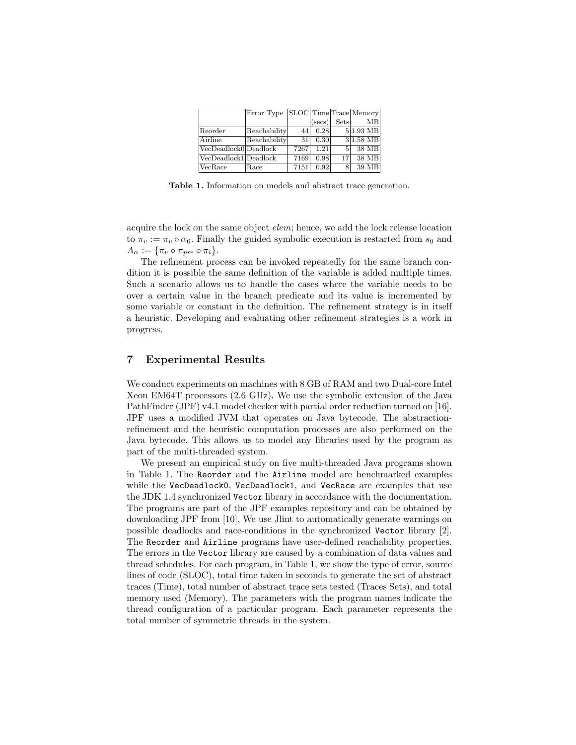|  | Error Type | SLOC | Time (secs) | Trace Sets | Memory MB |
|---|---|---|---|---|---|
| Reorder | Reachability | 44 | 0.28 | 5 | 1.93 MB |
| Airline | Reachability | 31 | 0.30 | 3 | 1.58 MB |
| VecDeadlock0 | Deadlock | 7267 | 1.21 | 5 | 38 MB |
| VecDeadlock1 | Deadlock | 7169 | 0.98 | 17 | 38 MB |
| VecRace | Race | 7151 | 0.92 | 8 | 39 MB |

**Table 1.** Information on models and abstract trace generation.

acquire the lock on the same object *elem*; hence, we add the lock release location to $\pi_v := \pi_v \circ \alpha_6$. Finally the guided symbolic execution is restarted from $s_0$ and $A_\alpha := \{\pi_v \circ \pi_{pre} \circ \pi_i\}$.

The refinement process can be invoked repeatedly for the same branch condition it is possible the same definition of the variable is added multiple times. Such a scenario allows us to handle the cases where the variable needs to be over a certain value in the branch predicate and its value is incremented by some variable or constant in the definition. The refinement strategy is in itself a heuristic. Developing and evaluating other refinement strategies is a work in progress.

## 7 Experimental Results

We conduct experiments on machines with 8 GB of RAM and two Dual-core Intel Xeon EM64T processors (2.6 GHz). We use the symbolic extension of the Java PathFinder (JPF) v4.1 model checker with partial order reduction turned on [16]. JPF uses a modified JVM that operates on Java bytecode. The abstraction-refinement and the heuristic computation processes are also performed on the Java bytecode. This allows us to model any libraries used by the program as part of the multi-threaded system.

We present an empirical study on five multi-threaded Java programs shown in Table 1. The `Reorder` and the `Airline` model are benchmarked examples while the `VecDeadlock0`, `VecDeadlock1`, and `VecRace` are examples that use the JDK 1.4 synchronized `Vector` library in accordance with the documentation. The programs are part of the JPF examples repository and can be obtained by downloading JPF from [10]. We use Jlint to automatically generate warnings on possible deadlocks and race-conditions in the synchronized `Vector` library [2]. The `Reorder` and `Airline` programs have user-defined reachability properties. The errors in the `Vector` library are caused by a combination of data values and thread schedules. For each program, in Table 1, we show the type of error, source lines of code (SLOC), total time taken in seconds to generate the set of abstract traces (Time), total number of abstract trace sets tested (Traces Sets), and total memory used (Memory). The parameters with the program names indicate the thread configuration of a particular program. Each parameter represents the total number of symmetric threads in the system.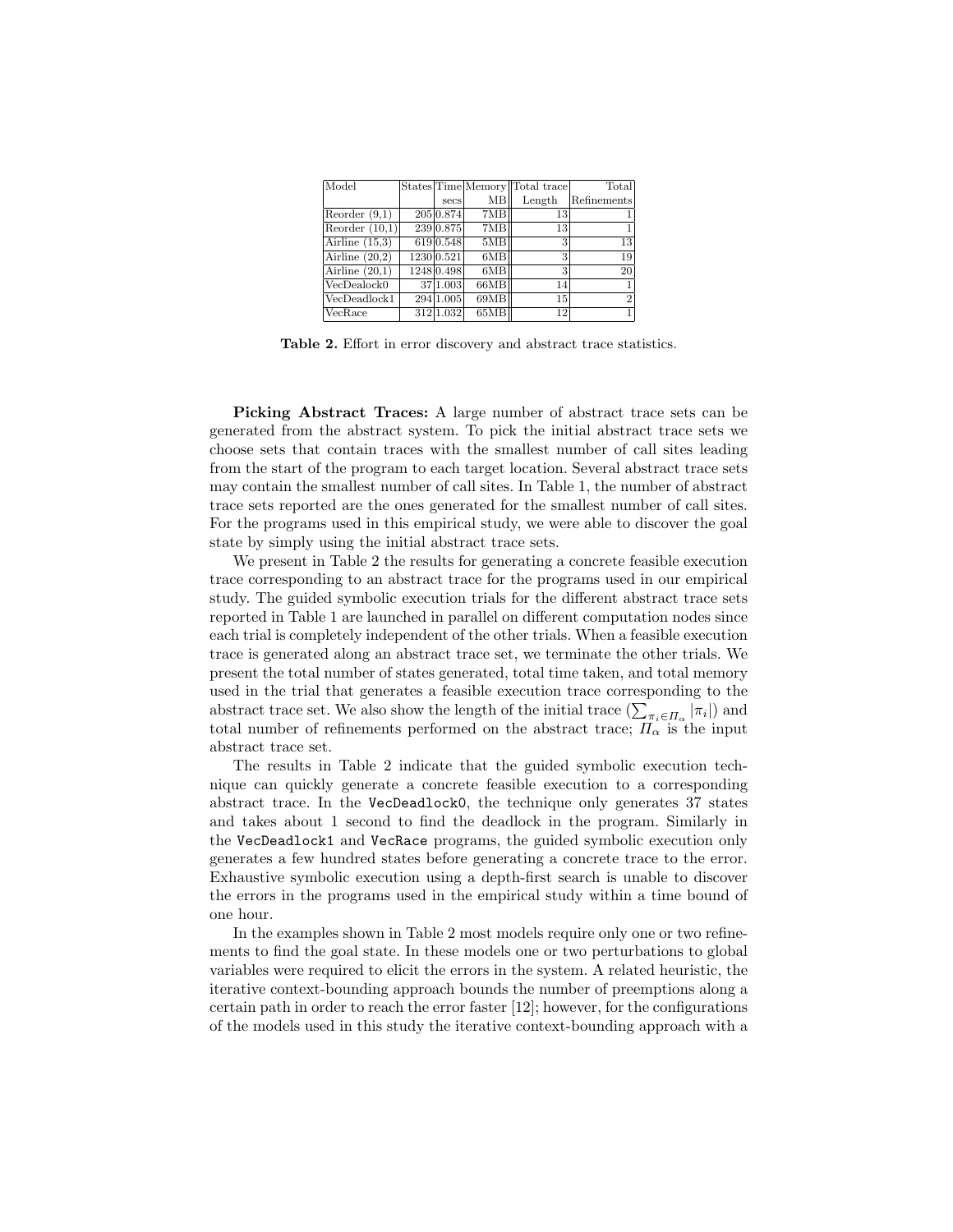| Model | States | Time secs | Memory MB | Total trace Length | Total Refinements |
|---|---|---|---|---|---|
| Reorder (9,1) | 205 | 0.874 | 7MB | 13 | 1 |
| Reorder (10,1) | 239 | 0.875 | 7MB | 13 | 1 |
| Airline (15,3) | 619 | 0.548 | 5MB | 3 | 13 |
| Airline (20,2) | 1230 | 0.521 | 6MB | 3 | 19 |
| Airline (20,1) | 1248 | 0.498 | 6MB | 3 | 20 |
| VecDealock0 | 37 | 1.003 | 66MB | 14 | 1 |
| VecDeadlock1 | 294 | 1.005 | 69MB | 15 | 2 |
| VecRace | 312 | 1.032 | 65MB | 12 | 1 |

**Table 2.** Effort in error discovery and abstract trace statistics.

**Picking Abstract Traces:** A large number of abstract trace sets can be generated from the abstract system. To pick the initial abstract trace sets we choose sets that contain traces with the smallest number of call sites leading from the start of the program to each target location. Several abstract trace sets may contain the smallest number of call sites. In Table 1, the number of abstract trace sets reported are the ones generated for the smallest number of call sites. For the programs used in this empirical study, we were able to discover the goal state by simply using the initial abstract trace sets.

We present in Table 2 the results for generating a concrete feasible execution trace corresponding to an abstract trace for the programs used in our empirical study. The guided symbolic execution trials for the different abstract trace sets reported in Table 1 are launched in parallel on different computation nodes since each trial is completely independent of the other trials. When a feasible execution trace is generated along an abstract trace set, we terminate the other trials. We present the total number of states generated, total time taken, and total memory used in the trial that generates a feasible execution trace corresponding to the abstract trace set. We also show the length of the initial trace ($\sum_{\pi_i \in \Pi_\alpha} |\pi_i|$) and total number of refinements performed on the abstract trace; $\Pi_\alpha$ is the input abstract trace set.

The results in Table 2 indicate that the guided symbolic execution technique can quickly generate a concrete feasible execution to a corresponding abstract trace. In the `VecDeadlock0`, the technique only generates 37 states and takes about 1 second to find the deadlock in the program. Similarly in the `VecDeadlock1` and `VecRace` programs, the guided symbolic execution only generates a few hundred states before generating a concrete trace to the error. Exhaustive symbolic execution using a depth-first search is unable to discover the errors in the programs used in the empirical study within a time bound of one hour.

In the examples shown in Table 2 most models require only one or two refinements to find the goal state. In these models one or two perturbations to global variables were required to elicit the errors in the system. A related heuristic, the iterative context-bounding approach bounds the number of preemptions along a certain path in order to reach the error faster [12]; however, for the configurations of the models used in this study the iterative context-bounding approach with a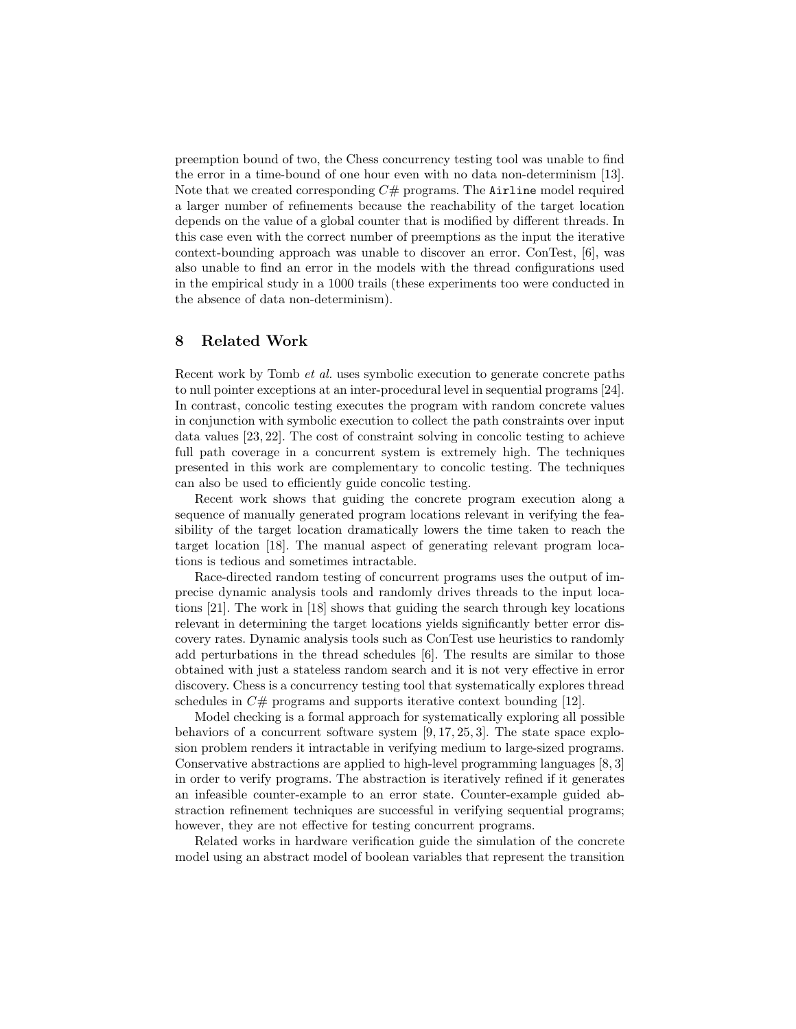preemption bound of two, the Chess concurrency testing tool was unable to find the error in a time-bound of one hour even with no data non-determinism [13]. Note that we created corresponding $C\#$ programs. The `Airline` model required a larger number of refinements because the reachability of the target location depends on the value of a global counter that is modified by different threads. In this case even with the correct number of preemptions as the input the iterative context-bounding approach was unable to discover an error. ConTest, [6], was also unable to find an error in the models with the thread configurations used in the empirical study in a 1000 trails (these experiments too were conducted in the absence of data non-determinism).

## 8 Related Work

Recent work by Tomb *et al.* uses symbolic execution to generate concrete paths to null pointer exceptions at an inter-procedural level in sequential programs [24]. In contrast, concolic testing executes the program with random concrete values in conjunction with symbolic execution to collect the path constraints over input data values [23, 22]. The cost of constraint solving in concolic testing to achieve full path coverage in a concurrent system is extremely high. The techniques presented in this work are complementary to concolic testing. The techniques can also be used to efficiently guide concolic testing.

Recent work shows that guiding the concrete program execution along a sequence of manually generated program locations relevant in verifying the feasibility of the target location dramatically lowers the time taken to reach the target location [18]. The manual aspect of generating relevant program locations is tedious and sometimes intractable.

Race-directed random testing of concurrent programs uses the output of imprecise dynamic analysis tools and randomly drives threads to the input locations [21]. The work in [18] shows that guiding the search through key locations relevant in determining the target locations yields significantly better error discovery rates. Dynamic analysis tools such as ConTest use heuristics to randomly add perturbations in the thread schedules [6]. The results are similar to those obtained with just a stateless random search and it is not very effective in error discovery. Chess is a concurrency testing tool that systematically explores thread schedules in $C\#$ programs and supports iterative context bounding [12].

Model checking is a formal approach for systematically exploring all possible behaviors of a concurrent software system [9, 17, 25, 3]. The state space explosion problem renders it intractable in verifying medium to large-sized programs. Conservative abstractions are applied to high-level programming languages [8, 3] in order to verify programs. The abstraction is iteratively refined if it generates an infeasible counter-example to an error state. Counter-example guided abstraction refinement techniques are successful in verifying sequential programs; however, they are not effective for testing concurrent programs.

Related works in hardware verification guide the simulation of the concrete model using an abstract model of boolean variables that represent the transition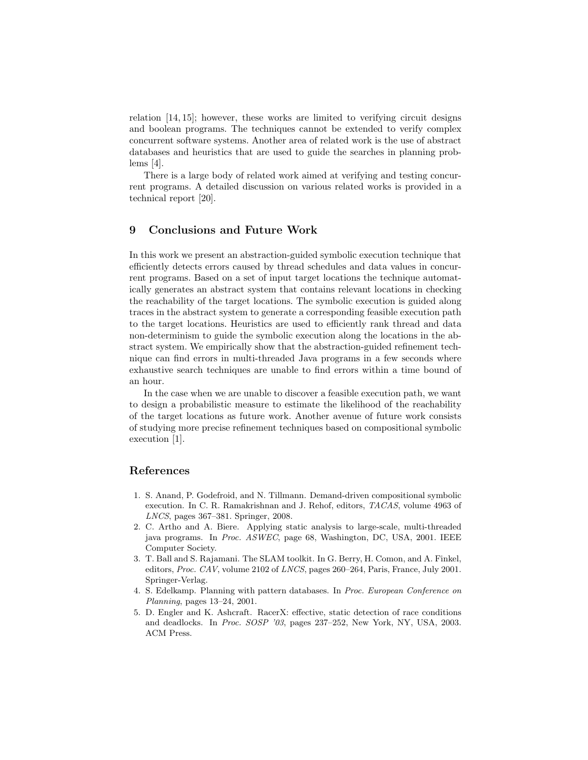relation [14, 15]; however, these works are limited to verifying circuit designs and boolean programs. The techniques cannot be extended to verify complex concurrent software systems. Another area of related work is the use of abstract databases and heuristics that are used to guide the searches in planning problems [4].

There is a large body of related work aimed at verifying and testing concurrent programs. A detailed discussion on various related works is provided in a technical report [20].

## 9 Conclusions and Future Work

In this work we present an abstraction-guided symbolic execution technique that efficiently detects errors caused by thread schedules and data values in concurrent programs. Based on a set of input target locations the technique automatically generates an abstract system that contains relevant locations in checking the reachability of the target locations. The symbolic execution is guided along traces in the abstract system to generate a corresponding feasible execution path to the target locations. Heuristics are used to efficiently rank thread and data non-determinism to guide the symbolic execution along the locations in the abstract system. We empirically show that the abstraction-guided refinement technique can find errors in multi-threaded Java programs in a few seconds where exhaustive search techniques are unable to find errors within a time bound of an hour.

In the case when we are unable to discover a feasible execution path, we want to design a probabilistic measure to estimate the likelihood of the reachability of the target locations as future work. Another avenue of future work consists of studying more precise refinement techniques based on compositional symbolic execution [1].

## References

1. S. Anand, P. Godefroid, and N. Tillmann. Demand-driven compositional symbolic execution. In C. R. Ramakrishnan and J. Rehof, editors, *TACAS*, volume 4963 of *LNCS*, pages 367–381. Springer, 2008.
2. C. Artho and A. Biere. Applying static analysis to large-scale, multi-threaded java programs. In *Proc. ASWEC*, page 68, Washington, DC, USA, 2001. IEEE Computer Society.
3. T. Ball and S. Rajamani. The SLAM toolkit. In G. Berry, H. Comon, and A. Finkel, editors, *Proc. CAV*, volume 2102 of *LNCS*, pages 260–264, Paris, France, July 2001. Springer-Verlag.
4. S. Edelkamp. Planning with pattern databases. In *Proc. European Conference on Planning*, pages 13–24, 2001.
5. D. Engler and K. Ashcraft. RacerX: effective, static detection of race conditions and deadlocks. In *Proc. SOSP '03*, pages 237–252, New York, NY, USA, 2003. ACM Press.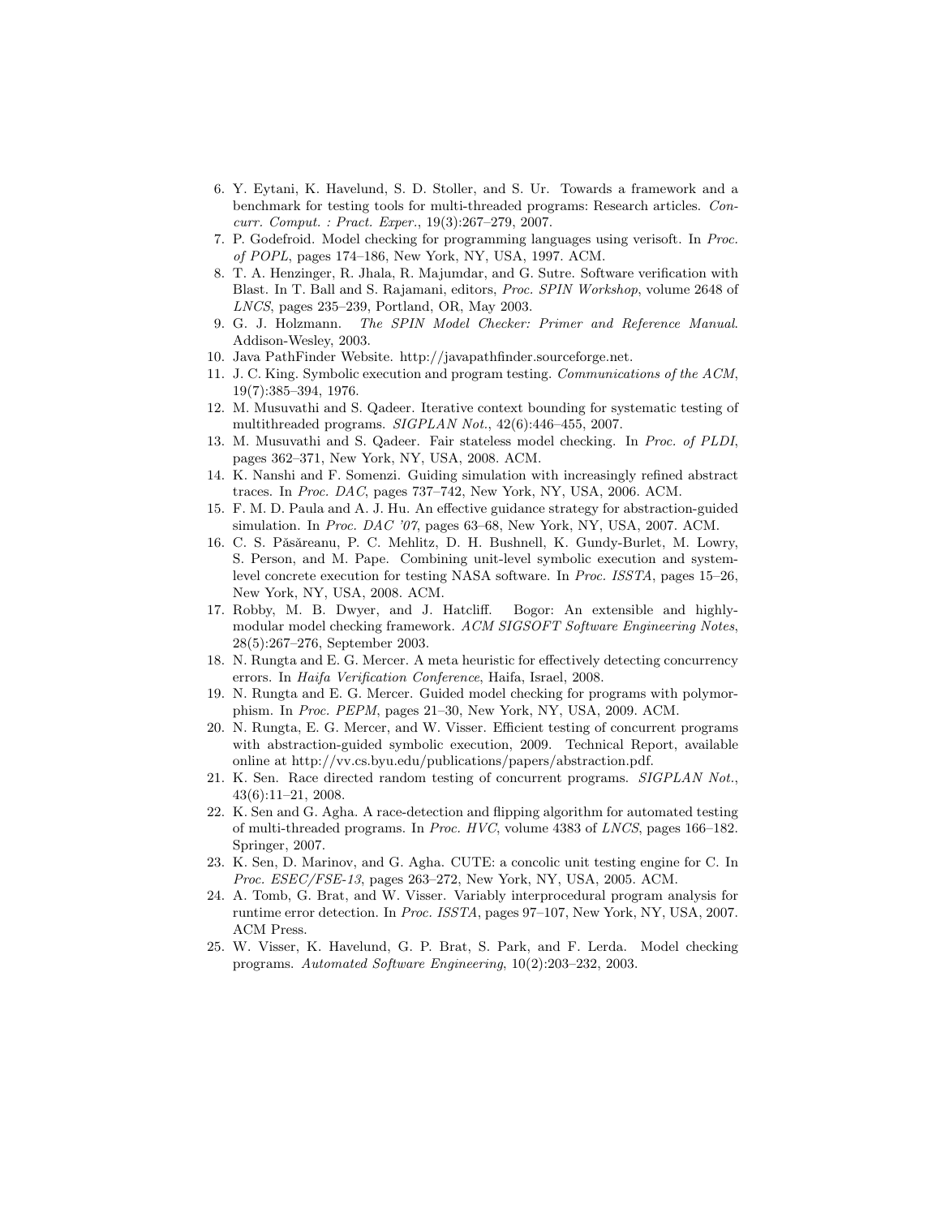6. Y. Eytani, K. Havelund, S. D. Stoller, and S. Ur. Towards a framework and a benchmark for testing tools for multi-threaded programs: Research articles. *Concurr. Comput. : Pract. Exper.*, 19(3):267–279, 2007.
7. P. Godefroid. Model checking for programming languages using verisoft. In *Proc. of POPL*, pages 174–186, New York, NY, USA, 1997. ACM.
8. T. A. Henzinger, R. Jhala, R. Majumdar, and G. Sutre. Software verification with Blast. In T. Ball and S. Rajamani, editors, *Proc. SPIN Workshop*, volume 2648 of *LNCS*, pages 235–239, Portland, OR, May 2003.
9. G. J. Holzmann. *The SPIN Model Checker: Primer and Reference Manual*. Addison-Wesley, 2003.
10. Java PathFinder Website. http://javapathfinder.sourceforge.net.
11. J. C. King. Symbolic execution and program testing. *Communications of the ACM*, 19(7):385–394, 1976.
12. M. Musuvathi and S. Qadeer. Iterative context bounding for systematic testing of multithreaded programs. *SIGPLAN Not.*, 42(6):446–455, 2007.
13. M. Musuvathi and S. Qadeer. Fair stateless model checking. In *Proc. of PLDI*, pages 362–371, New York, NY, USA, 2008. ACM.
14. K. Nanshi and F. Somenzi. Guiding simulation with increasingly refined abstract traces. In *Proc. DAC*, pages 737–742, New York, NY, USA, 2006. ACM.
15. F. M. D. Paula and A. J. Hu. An effective guidance strategy for abstraction-guided simulation. In *Proc. DAC '07*, pages 63–68, New York, NY, USA, 2007. ACM.
16. C. S. Păsăreanu, P. C. Mehlitz, D. H. Bushnell, K. Gundy-Burlet, M. Lowry, S. Person, and M. Pape. Combining unit-level symbolic execution and system-level concrete execution for testing NASA software. In *Proc. ISSTA*, pages 15–26, New York, NY, USA, 2008. ACM.
17. Robby, M. B. Dwyer, and J. Hatcliff. Bogor: An extensible and highly-modular model checking framework. *ACM SIGSOFT Software Engineering Notes*, 28(5):267–276, September 2003.
18. N. Rungta and E. G. Mercer. A meta heuristic for effectively detecting concurrency errors. In *Haifa Verification Conference*, Haifa, Israel, 2008.
19. N. Rungta and E. G. Mercer. Guided model checking for programs with polymorphism. In *Proc. PEPM*, pages 21–30, New York, NY, USA, 2009. ACM.
20. N. Rungta, E. G. Mercer, and W. Visser. Efficient testing of concurrent programs with abstraction-guided symbolic execution, 2009. Technical Report, available online at http://vv.cs.byu.edu/publications/papers/abstraction.pdf.
21. K. Sen. Race directed random testing of concurrent programs. *SIGPLAN Not.*, 43(6):11–21, 2008.
22. K. Sen and G. Agha. A race-detection and flipping algorithm for automated testing of multi-threaded programs. In *Proc. HVC*, volume 4383 of *LNCS*, pages 166–182. Springer, 2007.
23. K. Sen, D. Marinov, and G. Agha. CUTE: a concolic unit testing engine for C. In *Proc. ESEC/FSE-13*, pages 263–272, New York, NY, USA, 2005. ACM.
24. A. Tomb, G. Brat, and W. Visser. Variably interprocedural program analysis for runtime error detection. In *Proc. ISSTA*, pages 97–107, New York, NY, USA, 2007. ACM Press.
25. W. Visser, K. Havelund, G. P. Brat, S. Park, and F. Lerda. Model checking programs. *Automated Software Engineering*, 10(2):203–232, 2003.